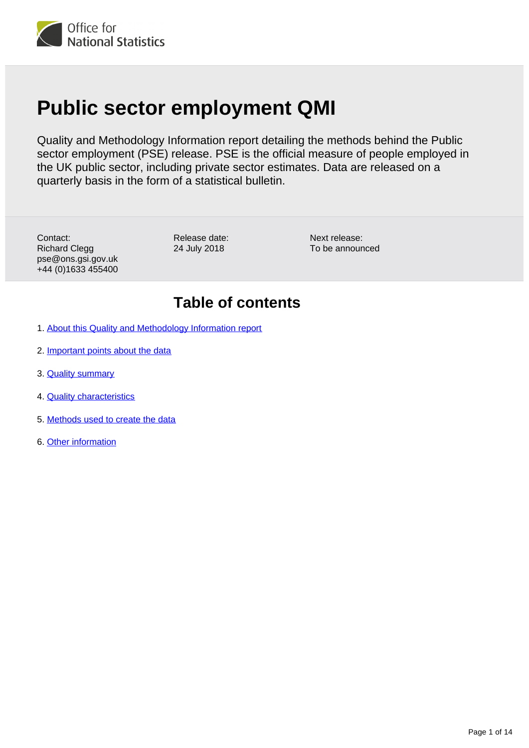Office for National Statistics

# Public sector employment QMI

Quality and Methodology Information report detailing the methods behind the Public sector employment (PSE) release. PSE is the official measure of people employed in the UK public sector, including private sector estimates. Data are released on a quarterly basis in the form of a statistical bulletin.

Contact:
Richard Clegg
pse@ons.gsi.gov.uk
+44 (0)1633 455400

Release date:
24 July 2018

Next release:
To be announced

## Table of contents

1. About this Quality and Methodology Information report
2. Important points about the data
3. Quality summary
4. Quality characteristics
5. Methods used to create the data
6. Other information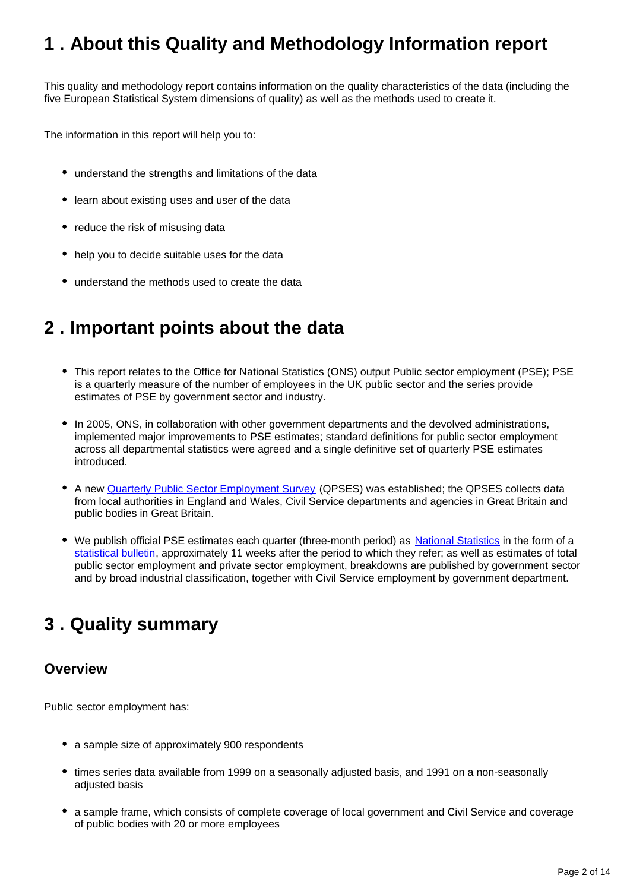## 1 . About this Quality and Methodology Information report

This quality and methodology report contains information on the quality characteristics of the data (including the five European Statistical System dimensions of quality) as well as the methods used to create it.

The information in this report will help you to:

- understand the strengths and limitations of the data
- learn about existing uses and user of the data
- reduce the risk of misusing data
- help you to decide suitable uses for the data
- understand the methods used to create the data

## 2 . Important points about the data

- This report relates to the Office for National Statistics (ONS) output Public sector employment (PSE); PSE is a quarterly measure of the number of employees in the UK public sector and the series provide estimates of PSE by government sector and industry.
- In 2005, ONS, in collaboration with other government departments and the devolved administrations, implemented major improvements to PSE estimates; standard definitions for public sector employment across all departmental statistics were agreed and a single definitive set of quarterly PSE estimates introduced.
- A new [Quarterly Public Sector Employment Survey](#) (QPSES) was established; the QPSES collects data from local authorities in England and Wales, Civil Service departments and agencies in Great Britain and public bodies in Great Britain.
- We publish official PSE estimates each quarter (three-month period) as [National Statistics](#) in the form of a [statistical bulletin](#), approximately 11 weeks after the period to which they refer; as well as estimates of total public sector employment and private sector employment, breakdowns are published by government sector and by broad industrial classification, together with Civil Service employment by government department.

## 3 . Quality summary

### Overview

Public sector employment has:

- a sample size of approximately 900 respondents
- times series data available from 1999 on a seasonally adjusted basis, and 1991 on a non-seasonally adjusted basis
- a sample frame, which consists of complete coverage of local government and Civil Service and coverage of public bodies with 20 or more employees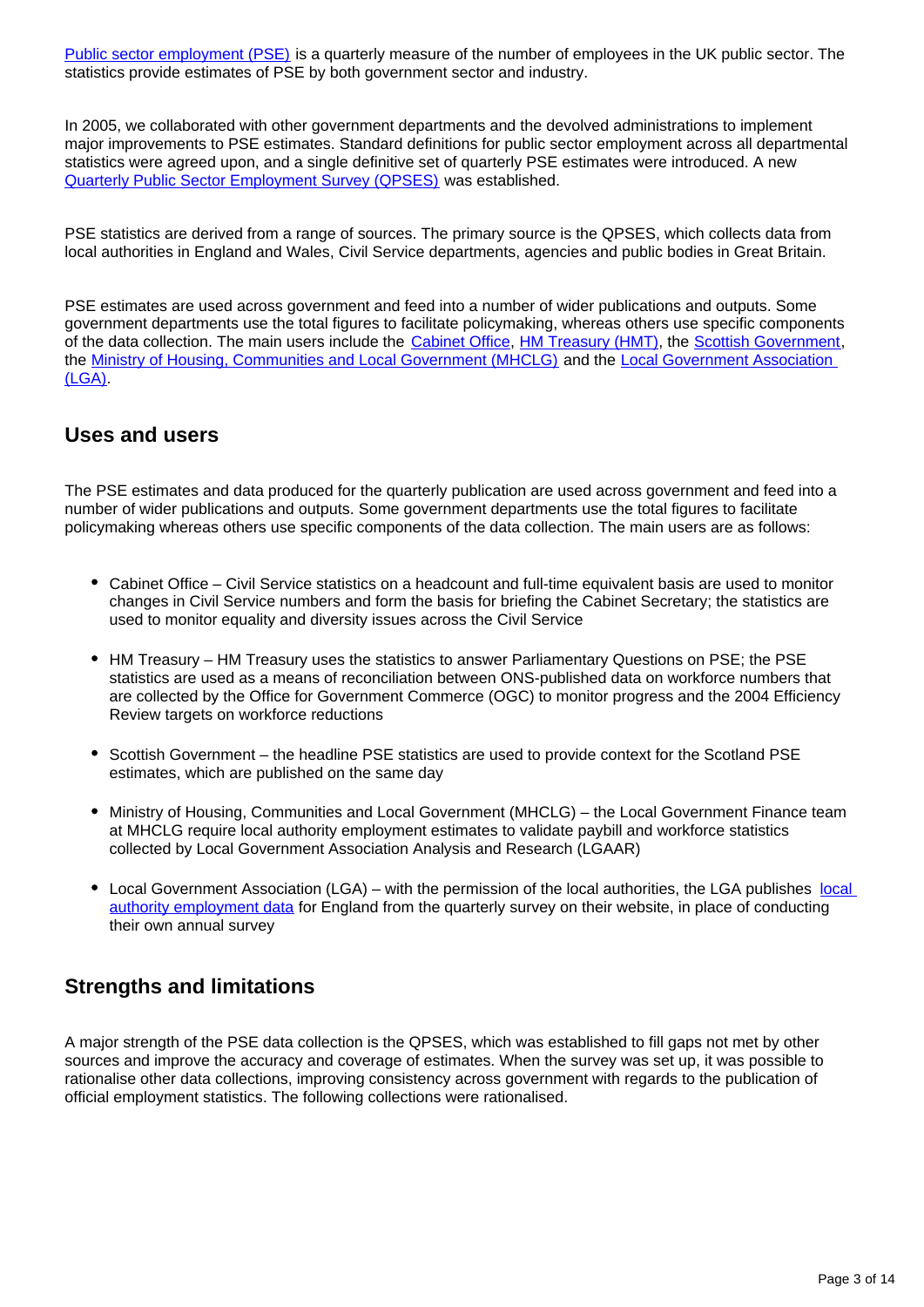Public sector employment (PSE) is a quarterly measure of the number of employees in the UK public sector. The statistics provide estimates of PSE by both government sector and industry.

In 2005, we collaborated with other government departments and the devolved administrations to implement major improvements to PSE estimates. Standard definitions for public sector employment across all departmental statistics were agreed upon, and a single definitive set of quarterly PSE estimates were introduced. A new Quarterly Public Sector Employment Survey (QPSES) was established.

PSE statistics are derived from a range of sources. The primary source is the QPSES, which collects data from local authorities in England and Wales, Civil Service departments, agencies and public bodies in Great Britain.

PSE estimates are used across government and feed into a number of wider publications and outputs. Some government departments use the total figures to facilitate policymaking, whereas others use specific components of the data collection. The main users include the Cabinet Office, HM Treasury (HMT), the Scottish Government, the Ministry of Housing, Communities and Local Government (MHCLG) and the Local Government Association (LGA).

## Uses and users

The PSE estimates and data produced for the quarterly publication are used across government and feed into a number of wider publications and outputs. Some government departments use the total figures to facilitate policymaking whereas others use specific components of the data collection. The main users are as follows:

- Cabinet Office – Civil Service statistics on a headcount and full-time equivalent basis are used to monitor changes in Civil Service numbers and form the basis for briefing the Cabinet Secretary; the statistics are used to monitor equality and diversity issues across the Civil Service
- HM Treasury – HM Treasury uses the statistics to answer Parliamentary Questions on PSE; the PSE statistics are used as a means of reconciliation between ONS-published data on workforce numbers that are collected by the Office for Government Commerce (OGC) to monitor progress and the 2004 Efficiency Review targets on workforce reductions
- Scottish Government – the headline PSE statistics are used to provide context for the Scotland PSE estimates, which are published on the same day
- Ministry of Housing, Communities and Local Government (MHCLG) – the Local Government Finance team at MHCLG require local authority employment estimates to validate paybill and workforce statistics collected by Local Government Association Analysis and Research (LGAAR)
- Local Government Association (LGA) – with the permission of the local authorities, the LGA publishes local authority employment data for England from the quarterly survey on their website, in place of conducting their own annual survey

## Strengths and limitations

A major strength of the PSE data collection is the QPSES, which was established to fill gaps not met by other sources and improve the accuracy and coverage of estimates. When the survey was set up, it was possible to rationalise other data collections, improving consistency across government with regards to the publication of official employment statistics. The following collections were rationalised.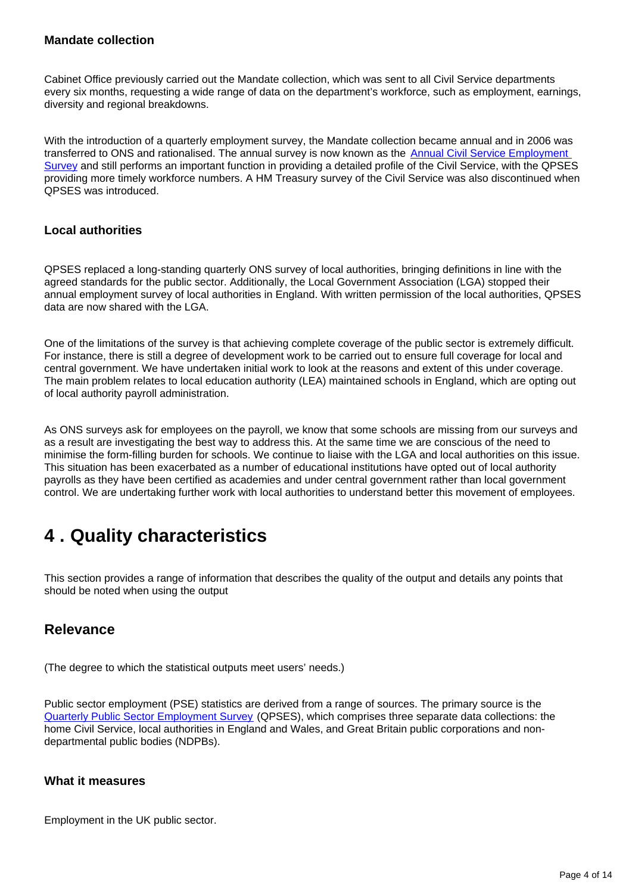### Mandate collection

Cabinet Office previously carried out the Mandate collection, which was sent to all Civil Service departments every six months, requesting a wide range of data on the department's workforce, such as employment, earnings, diversity and regional breakdowns.

With the introduction of a quarterly employment survey, the Mandate collection became annual and in 2006 was transferred to ONS and rationalised. The annual survey is now known as the Annual Civil Service Employment Survey and still performs an important function in providing a detailed profile of the Civil Service, with the QPSES providing more timely workforce numbers. A HM Treasury survey of the Civil Service was also discontinued when QPSES was introduced.

### Local authorities

QPSES replaced a long-standing quarterly ONS survey of local authorities, bringing definitions in line with the agreed standards for the public sector. Additionally, the Local Government Association (LGA) stopped their annual employment survey of local authorities in England. With written permission of the local authorities, QPSES data are now shared with the LGA.

One of the limitations of the survey is that achieving complete coverage of the public sector is extremely difficult. For instance, there is still a degree of development work to be carried out to ensure full coverage for local and central government. We have undertaken initial work to look at the reasons and extent of this under coverage. The main problem relates to local education authority (LEA) maintained schools in England, which are opting out of local authority payroll administration.

As ONS surveys ask for employees on the payroll, we know that some schools are missing from our surveys and as a result are investigating the best way to address this. At the same time we are conscious of the need to minimise the form-filling burden for schools. We continue to liaise with the LGA and local authorities on this issue. This situation has been exacerbated as a number of educational institutions have opted out of local authority payrolls as they have been certified as academies and under central government rather than local government control. We are undertaking further work with local authorities to understand better this movement of employees.

# 4 . Quality characteristics

This section provides a range of information that describes the quality of the output and details any points that should be noted when using the output

## Relevance

(The degree to which the statistical outputs meet users' needs.)

Public sector employment (PSE) statistics are derived from a range of sources. The primary source is the Quarterly Public Sector Employment Survey (QPSES), which comprises three separate data collections: the home Civil Service, local authorities in England and Wales, and Great Britain public corporations and non-departmental public bodies (NDPBs).

### What it measures

Employment in the UK public sector.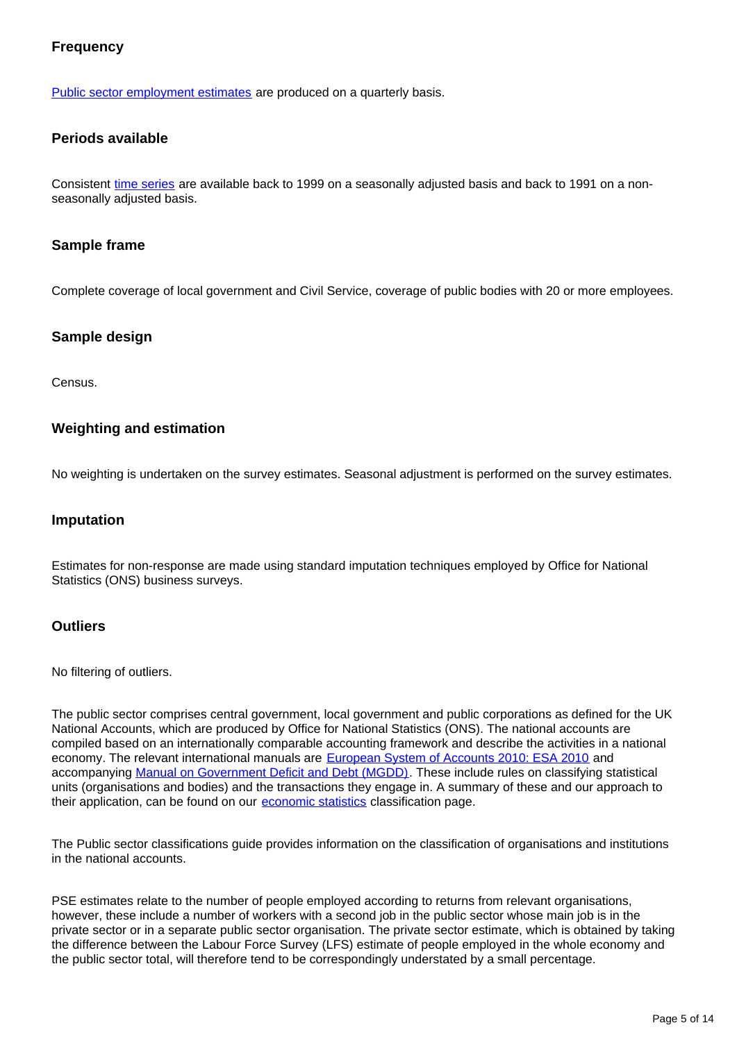### Frequency

Public sector employment estimates are produced on a quarterly basis.

### Periods available

Consistent time series are available back to 1999 on a seasonally adjusted basis and back to 1991 on a non-seasonally adjusted basis.

### Sample frame

Complete coverage of local government and Civil Service, coverage of public bodies with 20 or more employees.

### Sample design

Census.

### Weighting and estimation

No weighting is undertaken on the survey estimates. Seasonal adjustment is performed on the survey estimates.

### Imputation

Estimates for non-response are made using standard imputation techniques employed by Office for National Statistics (ONS) business surveys.

### Outliers

No filtering of outliers.

The public sector comprises central government, local government and public corporations as defined for the UK National Accounts, which are produced by Office for National Statistics (ONS). The national accounts are compiled based on an internationally comparable accounting framework and describe the activities in a national economy. The relevant international manuals are European System of Accounts 2010: ESA 2010 and accompanying Manual on Government Deficit and Debt (MGDD). These include rules on classifying statistical units (organisations and bodies) and the transactions they engage in. A summary of these and our approach to their application, can be found on our economic statistics classification page.

The Public sector classifications guide provides information on the classification of organisations and institutions in the national accounts.

PSE estimates relate to the number of people employed according to returns from relevant organisations, however, these include a number of workers with a second job in the public sector whose main job is in the private sector or in a separate public sector organisation. The private sector estimate, which is obtained by taking the difference between the Labour Force Survey (LFS) estimate of people employed in the whole economy and the public sector total, will therefore tend to be correspondingly understated by a small percentage.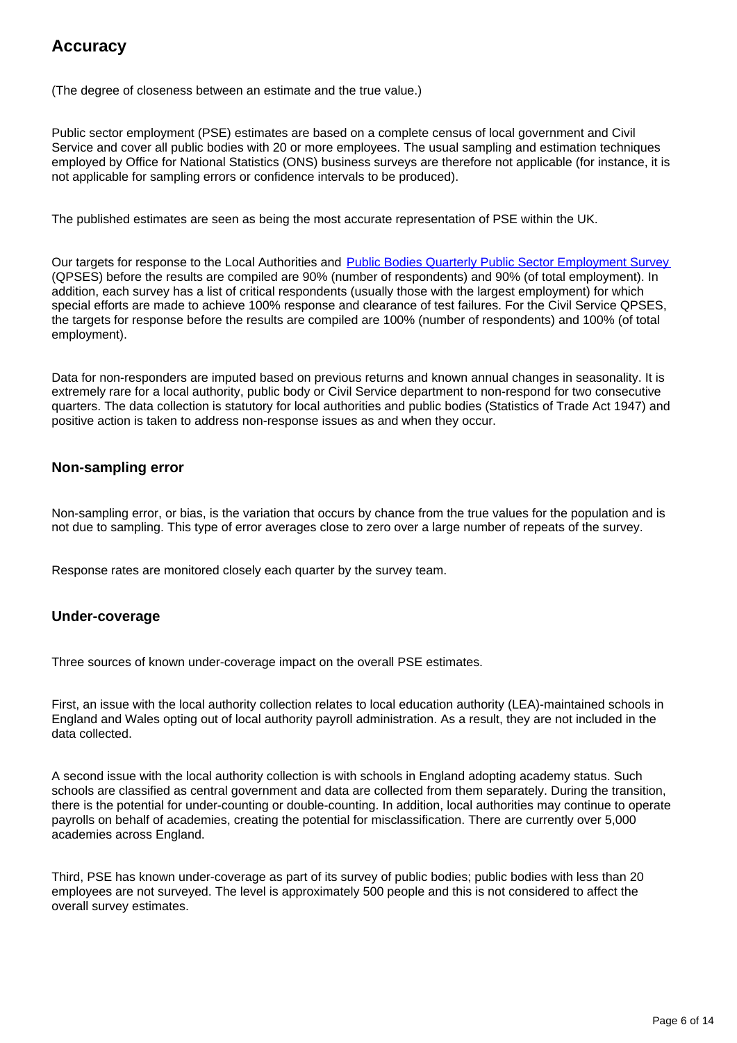## Accuracy

(The degree of closeness between an estimate and the true value.)

Public sector employment (PSE) estimates are based on a complete census of local government and Civil Service and cover all public bodies with 20 or more employees. The usual sampling and estimation techniques employed by Office for National Statistics (ONS) business surveys are therefore not applicable (for instance, it is not applicable for sampling errors or confidence intervals to be produced).

The published estimates are seen as being the most accurate representation of PSE within the UK.

Our targets for response to the Local Authorities and [Public Bodies Quarterly Public Sector Employment Survey](#) (QPSES) before the results are compiled are 90% (number of respondents) and 90% (of total employment). In addition, each survey has a list of critical respondents (usually those with the largest employment) for which special efforts are made to achieve 100% response and clearance of test failures. For the Civil Service QPSES, the targets for response before the results are compiled are 100% (number of respondents) and 100% (of total employment).

Data for non-responders are imputed based on previous returns and known annual changes in seasonality. It is extremely rare for a local authority, public body or Civil Service department to non-respond for two consecutive quarters. The data collection is statutory for local authorities and public bodies (Statistics of Trade Act 1947) and positive action is taken to address non-response issues as and when they occur.

### Non-sampling error

Non-sampling error, or bias, is the variation that occurs by chance from the true values for the population and is not due to sampling. This type of error averages close to zero over a large number of repeats of the survey.

Response rates are monitored closely each quarter by the survey team.

### Under-coverage

Three sources of known under-coverage impact on the overall PSE estimates.

First, an issue with the local authority collection relates to local education authority (LEA)-maintained schools in England and Wales opting out of local authority payroll administration. As a result, they are not included in the data collected.

A second issue with the local authority collection is with schools in England adopting academy status. Such schools are classified as central government and data are collected from them separately. During the transition, there is the potential for under-counting or double-counting. In addition, local authorities may continue to operate payrolls on behalf of academies, creating the potential for misclassification. There are currently over 5,000 academies across England.

Third, PSE has known under-coverage as part of its survey of public bodies; public bodies with less than 20 employees are not surveyed. The level is approximately 500 people and this is not considered to affect the overall survey estimates.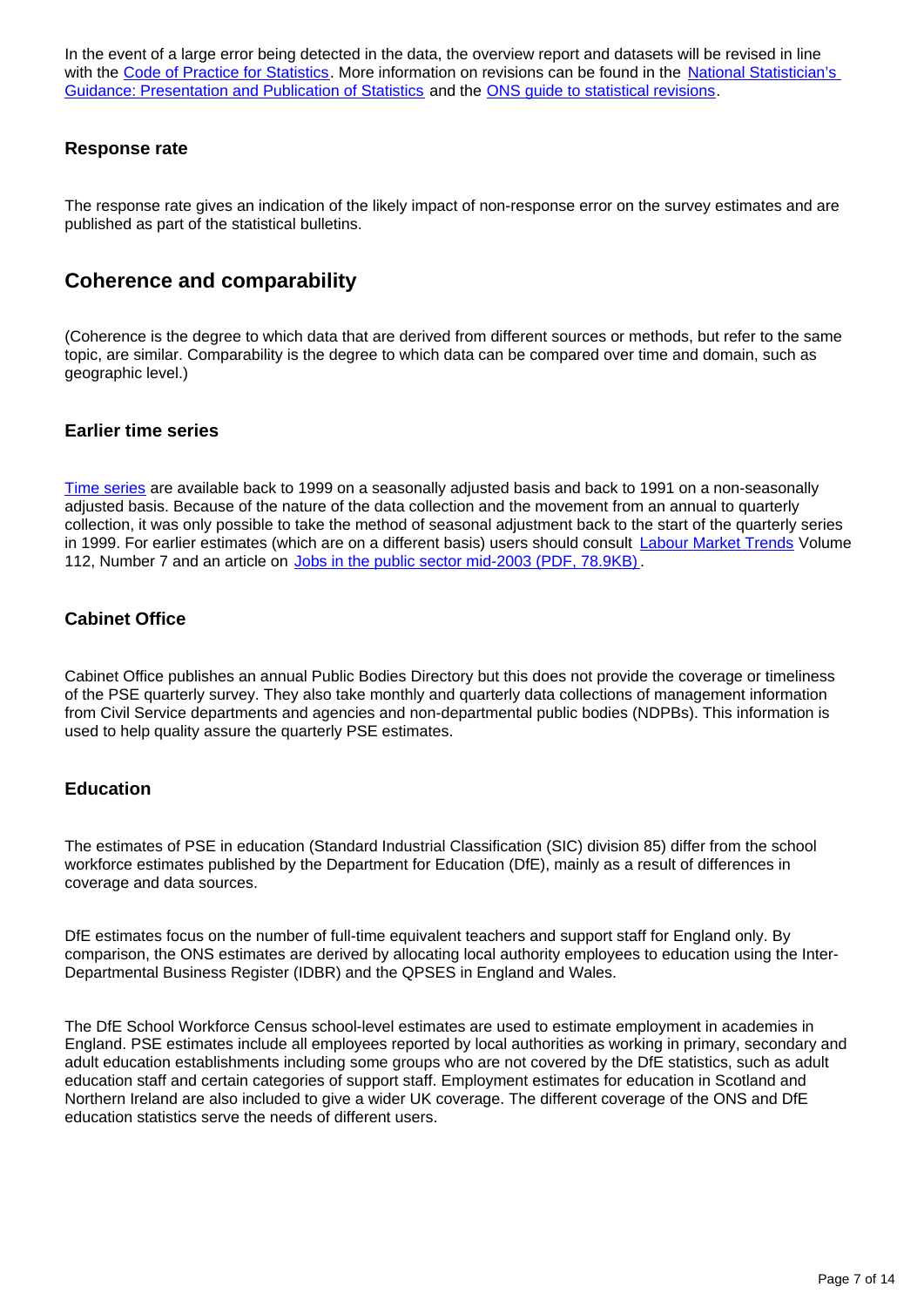In the event of a large error being detected in the data, the overview report and datasets will be revised in line with the [Code of Practice for Statistics](). More information on revisions can be found in the [National Statistician's Guidance: Presentation and Publication of Statistics]() and the [ONS guide to statistical revisions]().

### Response rate

The response rate gives an indication of the likely impact of non-response error on the survey estimates and are published as part of the statistical bulletins.

## Coherence and comparability

(Coherence is the degree to which data that are derived from different sources or methods, but refer to the same topic, are similar. Comparability is the degree to which data can be compared over time and domain, such as geographic level.)

### Earlier time series

[Time series]() are available back to 1999 on a seasonally adjusted basis and back to 1991 on a non-seasonally adjusted basis. Because of the nature of the data collection and the movement from an annual to quarterly collection, it was only possible to take the method of seasonal adjustment back to the start of the quarterly series in 1999. For earlier estimates (which are on a different basis) users should consult [Labour Market Trends]() Volume 112, Number 7 and an article on [Jobs in the public sector mid-2003 (PDF, 78.9KB)]().

### Cabinet Office

Cabinet Office publishes an annual Public Bodies Directory but this does not provide the coverage or timeliness of the PSE quarterly survey. They also take monthly and quarterly data collections of management information from Civil Service departments and agencies and non-departmental public bodies (NDPBs). This information is used to help quality assure the quarterly PSE estimates.

### Education

The estimates of PSE in education (Standard Industrial Classification (SIC) division 85) differ from the school workforce estimates published by the Department for Education (DfE), mainly as a result of differences in coverage and data sources.

DfE estimates focus on the number of full-time equivalent teachers and support staff for England only. By comparison, the ONS estimates are derived by allocating local authority employees to education using the Inter-Departmental Business Register (IDBR) and the QPSES in England and Wales.

The DfE School Workforce Census school-level estimates are used to estimate employment in academies in England. PSE estimates include all employees reported by local authorities as working in primary, secondary and adult education establishments including some groups who are not covered by the DfE statistics, such as adult education staff and certain categories of support staff. Employment estimates for education in Scotland and Northern Ireland are also included to give a wider UK coverage. The different coverage of the ONS and DfE education statistics serve the needs of different users.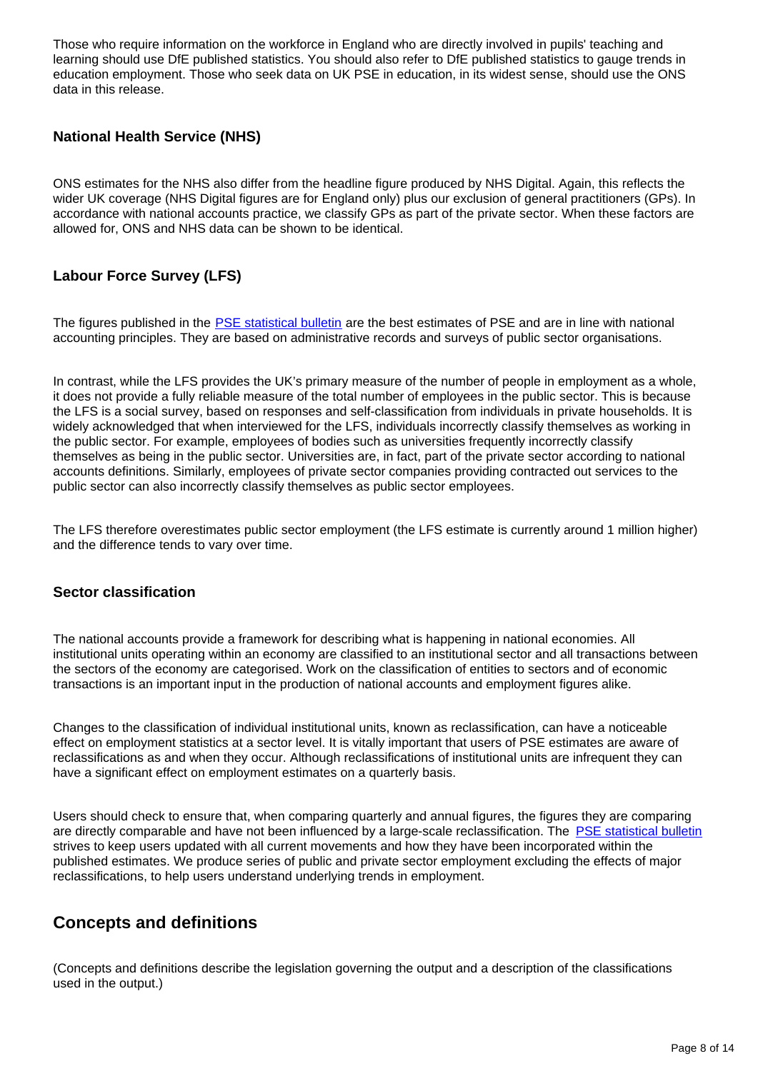Those who require information on the workforce in England who are directly involved in pupils' teaching and learning should use DfE published statistics. You should also refer to DfE published statistics to gauge trends in education employment. Those who seek data on UK PSE in education, in its widest sense, should use the ONS data in this release.

### National Health Service (NHS)

ONS estimates for the NHS also differ from the headline figure produced by NHS Digital. Again, this reflects the wider UK coverage (NHS Digital figures are for England only) plus our exclusion of general practitioners (GPs). In accordance with national accounts practice, we classify GPs as part of the private sector. When these factors are allowed for, ONS and NHS data can be shown to be identical.

### Labour Force Survey (LFS)

The figures published in the [PSE statistical bulletin] are the best estimates of PSE and are in line with national accounting principles. They are based on administrative records and surveys of public sector organisations.

In contrast, while the LFS provides the UK's primary measure of the number of people in employment as a whole, it does not provide a fully reliable measure of the total number of employees in the public sector. This is because the LFS is a social survey, based on responses and self-classification from individuals in private households. It is widely acknowledged that when interviewed for the LFS, individuals incorrectly classify themselves as working in the public sector. For example, employees of bodies such as universities frequently incorrectly classify themselves as being in the public sector. Universities are, in fact, part of the private sector according to national accounts definitions. Similarly, employees of private sector companies providing contracted out services to the public sector can also incorrectly classify themselves as public sector employees.

The LFS therefore overestimates public sector employment (the LFS estimate is currently around 1 million higher) and the difference tends to vary over time.

### Sector classification

The national accounts provide a framework for describing what is happening in national economies. All institutional units operating within an economy are classified to an institutional sector and all transactions between the sectors of the economy are categorised. Work on the classification of entities to sectors and of economic transactions is an important input in the production of national accounts and employment figures alike.

Changes to the classification of individual institutional units, known as reclassification, can have a noticeable effect on employment statistics at a sector level. It is vitally important that users of PSE estimates are aware of reclassifications as and when they occur. Although reclassifications of institutional units are infrequent they can have a significant effect on employment estimates on a quarterly basis.

Users should check to ensure that, when comparing quarterly and annual figures, the figures they are comparing are directly comparable and have not been influenced by a large-scale reclassification. The [PSE statistical bulletin] strives to keep users updated with all current movements and how they have been incorporated within the published estimates. We produce series of public and private sector employment excluding the effects of major reclassifications, to help users understand underlying trends in employment.

## Concepts and definitions

(Concepts and definitions describe the legislation governing the output and a description of the classifications used in the output.)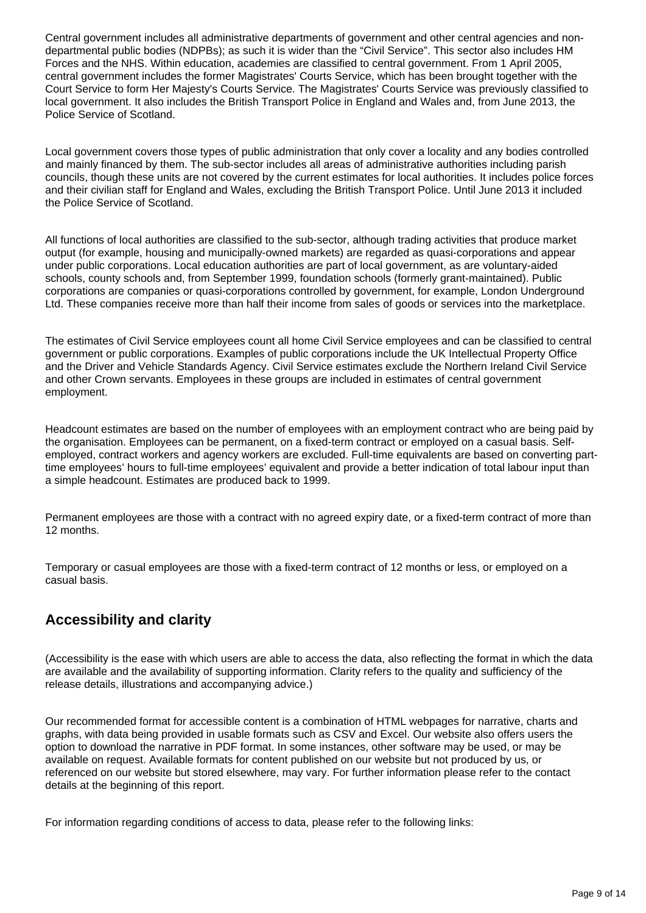Central government includes all administrative departments of government and other central agencies and non-departmental public bodies (NDPBs); as such it is wider than the "Civil Service". This sector also includes HM Forces and the NHS. Within education, academies are classified to central government. From 1 April 2005, central government includes the former Magistrates' Courts Service, which has been brought together with the Court Service to form Her Majesty's Courts Service. The Magistrates' Courts Service was previously classified to local government. It also includes the British Transport Police in England and Wales and, from June 2013, the Police Service of Scotland.

Local government covers those types of public administration that only cover a locality and any bodies controlled and mainly financed by them. The sub-sector includes all areas of administrative authorities including parish councils, though these units are not covered by the current estimates for local authorities. It includes police forces and their civilian staff for England and Wales, excluding the British Transport Police. Until June 2013 it included the Police Service of Scotland.

All functions of local authorities are classified to the sub-sector, although trading activities that produce market output (for example, housing and municipally-owned markets) are regarded as quasi-corporations and appear under public corporations. Local education authorities are part of local government, as are voluntary-aided schools, county schools and, from September 1999, foundation schools (formerly grant-maintained). Public corporations are companies or quasi-corporations controlled by government, for example, London Underground Ltd. These companies receive more than half their income from sales of goods or services into the marketplace.

The estimates of Civil Service employees count all home Civil Service employees and can be classified to central government or public corporations. Examples of public corporations include the UK Intellectual Property Office and the Driver and Vehicle Standards Agency. Civil Service estimates exclude the Northern Ireland Civil Service and other Crown servants. Employees in these groups are included in estimates of central government employment.

Headcount estimates are based on the number of employees with an employment contract who are being paid by the organisation. Employees can be permanent, on a fixed-term contract or employed on a casual basis. Self-employed, contract workers and agency workers are excluded. Full-time equivalents are based on converting part-time employees' hours to full-time employees' equivalent and provide a better indication of total labour input than a simple headcount. Estimates are produced back to 1999.

Permanent employees are those with a contract with no agreed expiry date, or a fixed-term contract of more than 12 months.

Temporary or casual employees are those with a fixed-term contract of 12 months or less, or employed on a casual basis.

## Accessibility and clarity

(Accessibility is the ease with which users are able to access the data, also reflecting the format in which the data are available and the availability of supporting information. Clarity refers to the quality and sufficiency of the release details, illustrations and accompanying advice.)

Our recommended format for accessible content is a combination of HTML webpages for narrative, charts and graphs, with data being provided in usable formats such as CSV and Excel. Our website also offers users the option to download the narrative in PDF format. In some instances, other software may be used, or may be available on request. Available formats for content published on our website but not produced by us, or referenced on our website but stored elsewhere, may vary. For further information please refer to the contact details at the beginning of this report.

For information regarding conditions of access to data, please refer to the following links: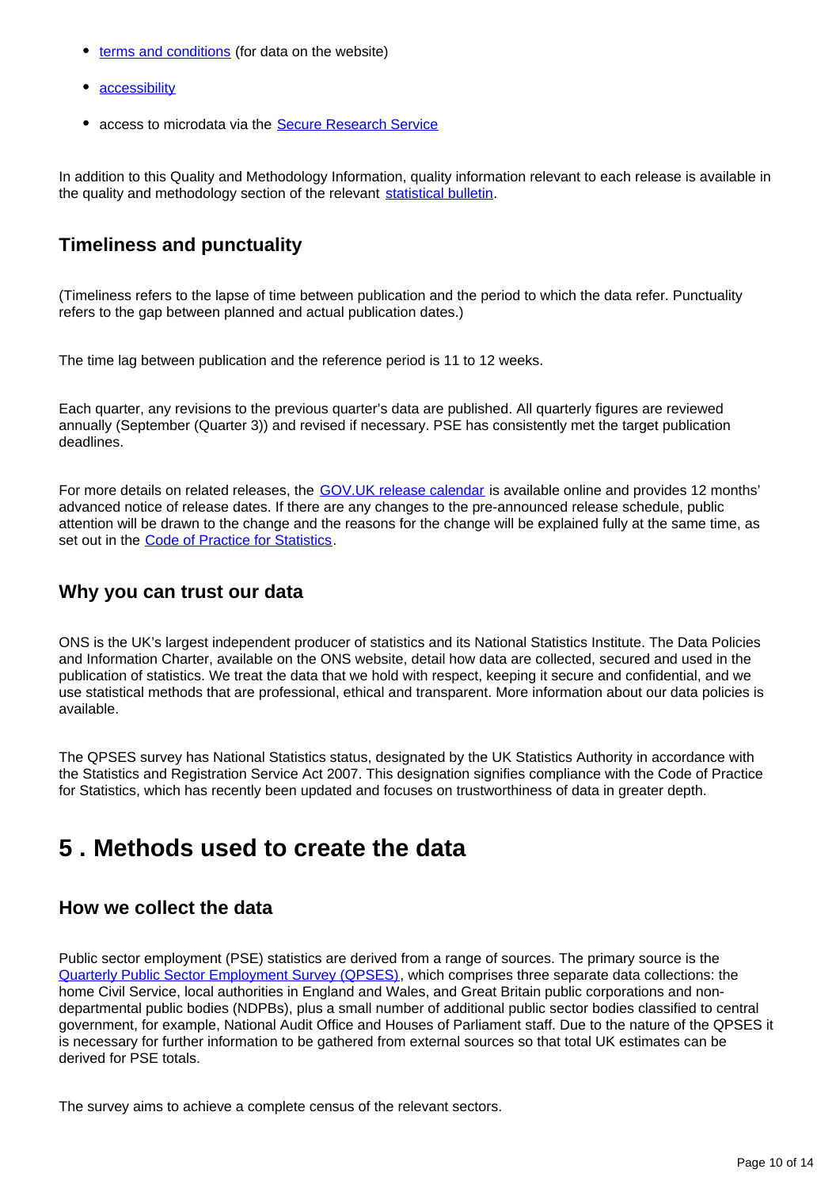- terms and conditions (for data on the website)
- accessibility
- access to microdata via the Secure Research Service

In addition to this Quality and Methodology Information, quality information relevant to each release is available in the quality and methodology section of the relevant statistical bulletin.

### Timeliness and punctuality

(Timeliness refers to the lapse of time between publication and the period to which the data refer. Punctuality refers to the gap between planned and actual publication dates.)

The time lag between publication and the reference period is 11 to 12 weeks.

Each quarter, any revisions to the previous quarter's data are published. All quarterly figures are reviewed annually (September (Quarter 3)) and revised if necessary. PSE has consistently met the target publication deadlines.

For more details on related releases, the GOV.UK release calendar is available online and provides 12 months' advanced notice of release dates. If there are any changes to the pre-announced release schedule, public attention will be drawn to the change and the reasons for the change will be explained fully at the same time, as set out in the Code of Practice for Statistics.

### Why you can trust our data

ONS is the UK's largest independent producer of statistics and its National Statistics Institute. The Data Policies and Information Charter, available on the ONS website, detail how data are collected, secured and used in the publication of statistics. We treat the data that we hold with respect, keeping it secure and confidential, and we use statistical methods that are professional, ethical and transparent. More information about our data policies is available.

The QPSES survey has National Statistics status, designated by the UK Statistics Authority in accordance with the Statistics and Registration Service Act 2007. This designation signifies compliance with the Code of Practice for Statistics, which has recently been updated and focuses on trustworthiness of data in greater depth.

## 5 . Methods used to create the data

### How we collect the data

Public sector employment (PSE) statistics are derived from a range of sources. The primary source is the Quarterly Public Sector Employment Survey (QPSES), which comprises three separate data collections: the home Civil Service, local authorities in England and Wales, and Great Britain public corporations and non-departmental public bodies (NDPBs), plus a small number of additional public sector bodies classified to central government, for example, National Audit Office and Houses of Parliament staff. Due to the nature of the QPSES it is necessary for further information to be gathered from external sources so that total UK estimates can be derived for PSE totals.

The survey aims to achieve a complete census of the relevant sectors.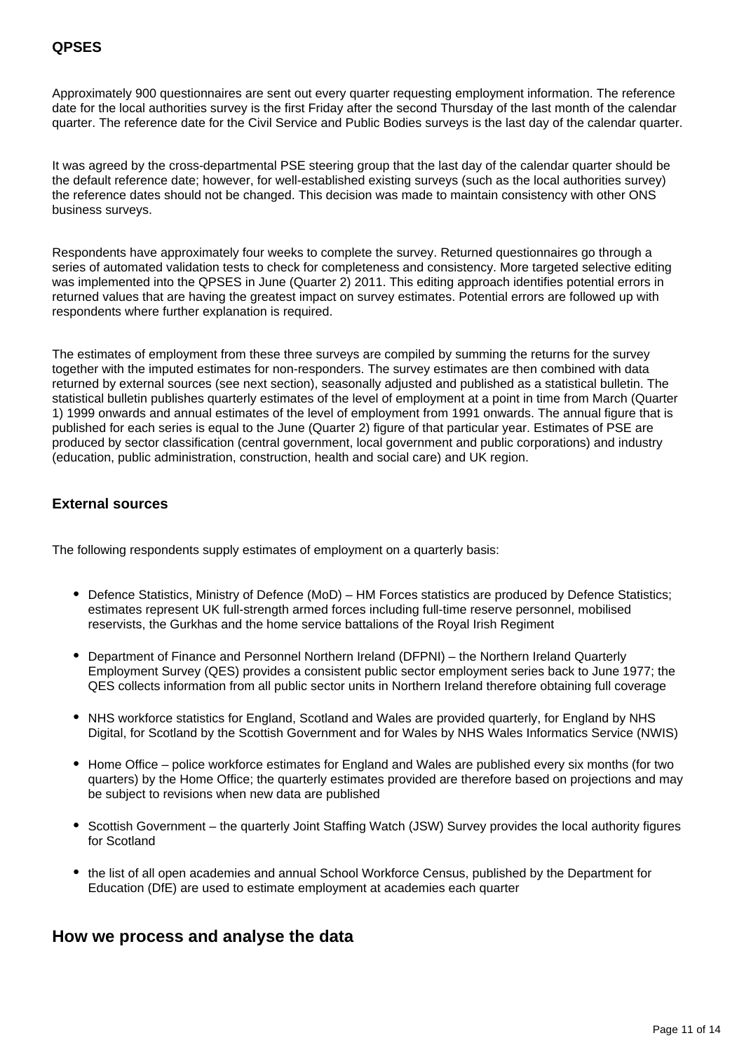### QPSES

Approximately 900 questionnaires are sent out every quarter requesting employment information. The reference date for the local authorities survey is the first Friday after the second Thursday of the last month of the calendar quarter. The reference date for the Civil Service and Public Bodies surveys is the last day of the calendar quarter.

It was agreed by the cross-departmental PSE steering group that the last day of the calendar quarter should be the default reference date; however, for well-established existing surveys (such as the local authorities survey) the reference dates should not be changed. This decision was made to maintain consistency with other ONS business surveys.

Respondents have approximately four weeks to complete the survey. Returned questionnaires go through a series of automated validation tests to check for completeness and consistency. More targeted selective editing was implemented into the QPSES in June (Quarter 2) 2011. This editing approach identifies potential errors in returned values that are having the greatest impact on survey estimates. Potential errors are followed up with respondents where further explanation is required.

The estimates of employment from these three surveys are compiled by summing the returns for the survey together with the imputed estimates for non-responders. The survey estimates are then combined with data returned by external sources (see next section), seasonally adjusted and published as a statistical bulletin. The statistical bulletin publishes quarterly estimates of the level of employment at a point in time from March (Quarter 1) 1999 onwards and annual estimates of the level of employment from 1991 onwards. The annual figure that is published for each series is equal to the June (Quarter 2) figure of that particular year. Estimates of PSE are produced by sector classification (central government, local government and public corporations) and industry (education, public administration, construction, health and social care) and UK region.

### External sources

The following respondents supply estimates of employment on a quarterly basis:

- Defence Statistics, Ministry of Defence (MoD) – HM Forces statistics are produced by Defence Statistics; estimates represent UK full-strength armed forces including full-time reserve personnel, mobilised reservists, the Gurkhas and the home service battalions of the Royal Irish Regiment
- Department of Finance and Personnel Northern Ireland (DFPNI) – the Northern Ireland Quarterly Employment Survey (QES) provides a consistent public sector employment series back to June 1977; the QES collects information from all public sector units in Northern Ireland therefore obtaining full coverage
- NHS workforce statistics for England, Scotland and Wales are provided quarterly, for England by NHS Digital, for Scotland by the Scottish Government and for Wales by NHS Wales Informatics Service (NWIS)
- Home Office – police workforce estimates for England and Wales are published every six months (for two quarters) by the Home Office; the quarterly estimates provided are therefore based on projections and may be subject to revisions when new data are published
- Scottish Government – the quarterly Joint Staffing Watch (JSW) Survey provides the local authority figures for Scotland
- the list of all open academies and annual School Workforce Census, published by the Department for Education (DfE) are used to estimate employment at academies each quarter

## How we process and analyse the data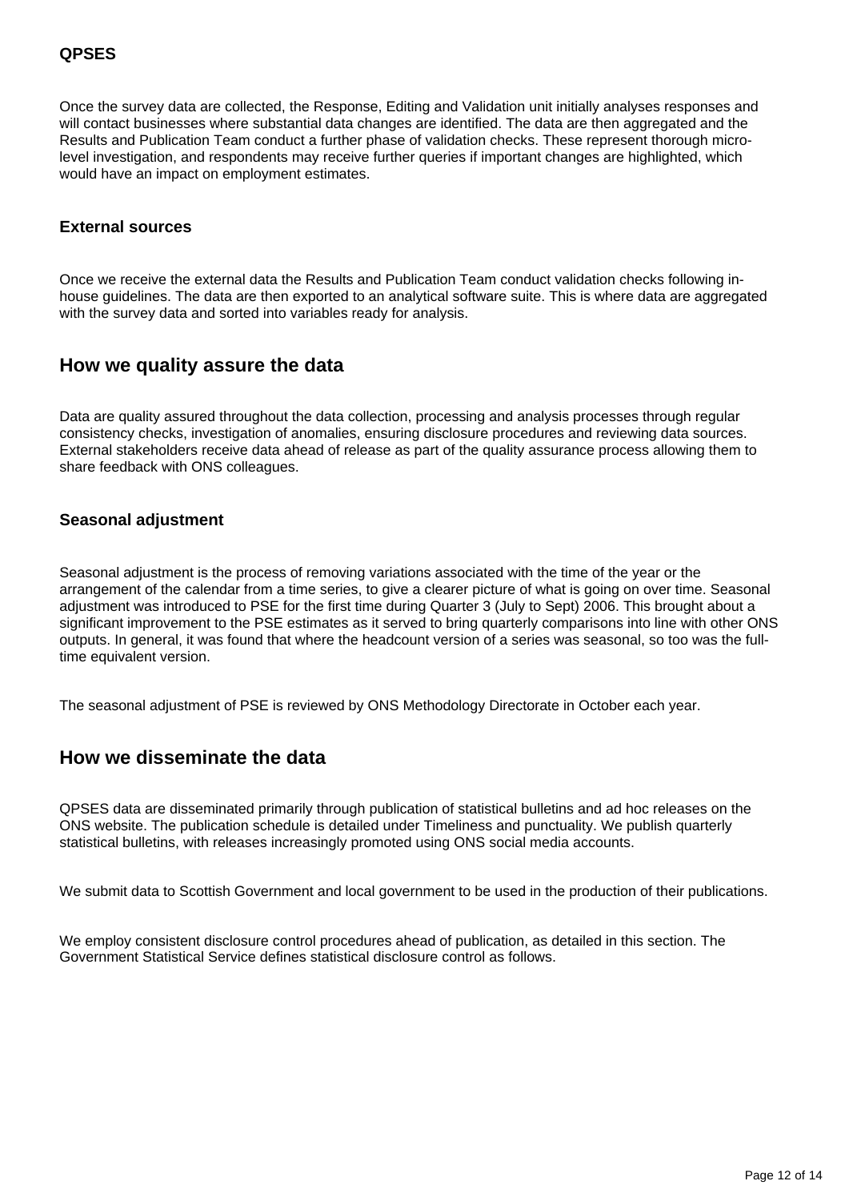### QPSES

Once the survey data are collected, the Response, Editing and Validation unit initially analyses responses and will contact businesses where substantial data changes are identified. The data are then aggregated and the Results and Publication Team conduct a further phase of validation checks. These represent thorough micro-level investigation, and respondents may receive further queries if important changes are highlighted, which would have an impact on employment estimates.

### External sources

Once we receive the external data the Results and Publication Team conduct validation checks following in-house guidelines. The data are then exported to an analytical software suite. This is where data are aggregated with the survey data and sorted into variables ready for analysis.

## How we quality assure the data

Data are quality assured throughout the data collection, processing and analysis processes through regular consistency checks, investigation of anomalies, ensuring disclosure procedures and reviewing data sources. External stakeholders receive data ahead of release as part of the quality assurance process allowing them to share feedback with ONS colleagues.

### Seasonal adjustment

Seasonal adjustment is the process of removing variations associated with the time of the year or the arrangement of the calendar from a time series, to give a clearer picture of what is going on over time. Seasonal adjustment was introduced to PSE for the first time during Quarter 3 (July to Sept) 2006. This brought about a significant improvement to the PSE estimates as it served to bring quarterly comparisons into line with other ONS outputs. In general, it was found that where the headcount version of a series was seasonal, so too was the full-time equivalent version.

The seasonal adjustment of PSE is reviewed by ONS Methodology Directorate in October each year.

## How we disseminate the data

QPSES data are disseminated primarily through publication of statistical bulletins and ad hoc releases on the ONS website. The publication schedule is detailed under Timeliness and punctuality. We publish quarterly statistical bulletins, with releases increasingly promoted using ONS social media accounts.

We submit data to Scottish Government and local government to be used in the production of their publications.

We employ consistent disclosure control procedures ahead of publication, as detailed in this section. The Government Statistical Service defines statistical disclosure control as follows.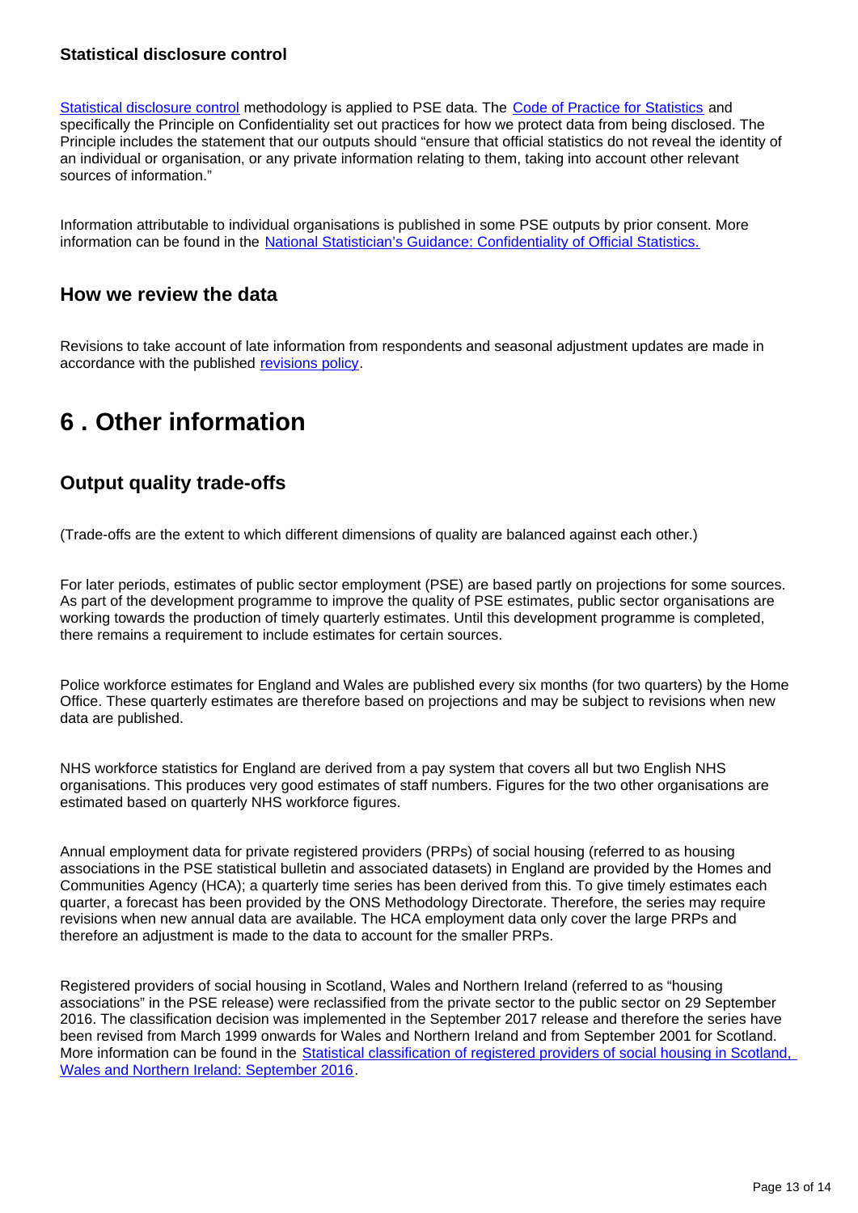### Statistical disclosure control

Statistical disclosure control methodology is applied to PSE data. The Code of Practice for Statistics and specifically the Principle on Confidentiality set out practices for how we protect data from being disclosed. The Principle includes the statement that our outputs should "ensure that official statistics do not reveal the identity of an individual or organisation, or any private information relating to them, taking into account other relevant sources of information."

Information attributable to individual organisations is published in some PSE outputs by prior consent. More information can be found in the National Statistician's Guidance: Confidentiality of Official Statistics.

## How we review the data

Revisions to take account of late information from respondents and seasonal adjustment updates are made in accordance with the published revisions policy.

# 6 . Other information

## Output quality trade-offs

(Trade-offs are the extent to which different dimensions of quality are balanced against each other.)

For later periods, estimates of public sector employment (PSE) are based partly on projections for some sources. As part of the development programme to improve the quality of PSE estimates, public sector organisations are working towards the production of timely quarterly estimates. Until this development programme is completed, there remains a requirement to include estimates for certain sources.

Police workforce estimates for England and Wales are published every six months (for two quarters) by the Home Office. These quarterly estimates are therefore based on projections and may be subject to revisions when new data are published.

NHS workforce statistics for England are derived from a pay system that covers all but two English NHS organisations. This produces very good estimates of staff numbers. Figures for the two other organisations are estimated based on quarterly NHS workforce figures.

Annual employment data for private registered providers (PRPs) of social housing (referred to as housing associations in the PSE statistical bulletin and associated datasets) in England are provided by the Homes and Communities Agency (HCA); a quarterly time series has been derived from this. To give timely estimates each quarter, a forecast has been provided by the ONS Methodology Directorate. Therefore, the series may require revisions when new annual data are available. The HCA employment data only cover the large PRPs and therefore an adjustment is made to the data to account for the smaller PRPs.

Registered providers of social housing in Scotland, Wales and Northern Ireland (referred to as "housing associations" in the PSE release) were reclassified from the private sector to the public sector on 29 September 2016. The classification decision was implemented in the September 2017 release and therefore the series have been revised from March 1999 onwards for Wales and Northern Ireland and from September 2001 for Scotland. More information can be found in the Statistical classification of registered providers of social housing in Scotland, Wales and Northern Ireland: September 2016.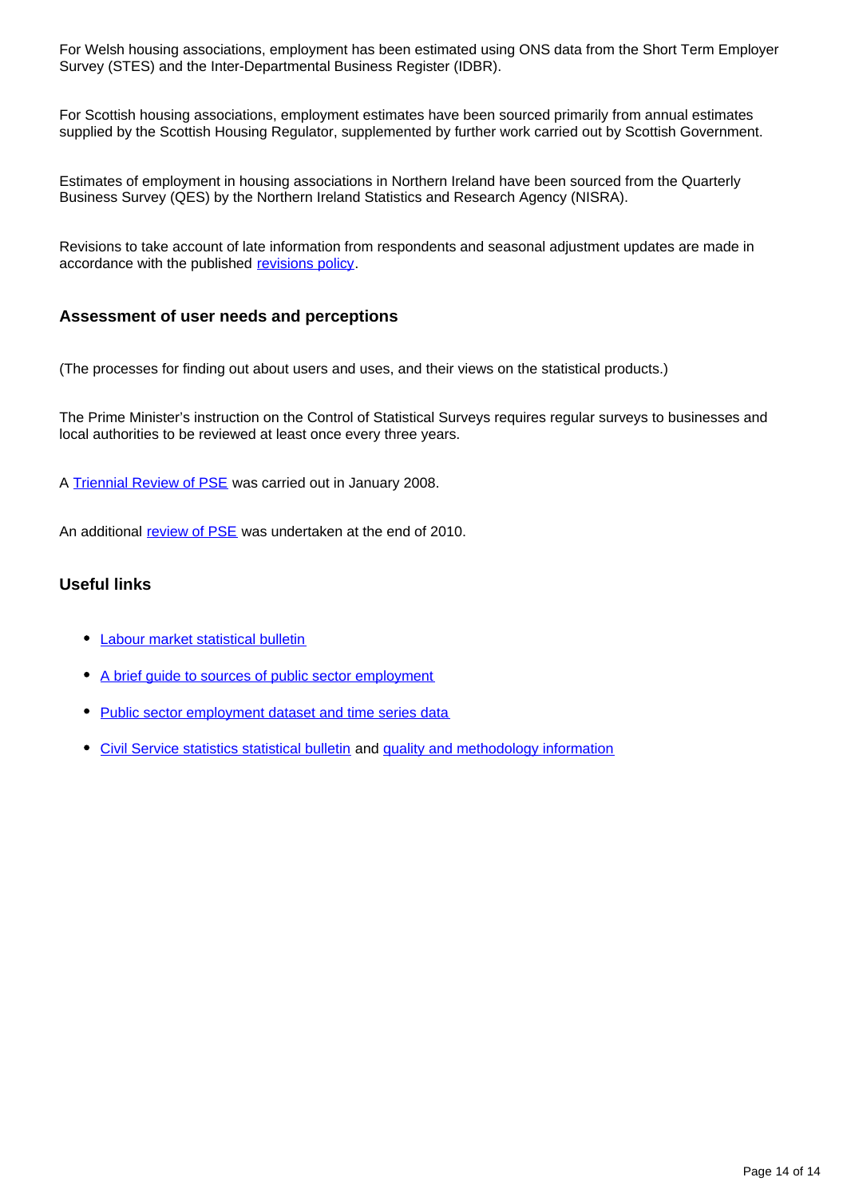For Welsh housing associations, employment has been estimated using ONS data from the Short Term Employer Survey (STES) and the Inter-Departmental Business Register (IDBR).

For Scottish housing associations, employment estimates have been sourced primarily from annual estimates supplied by the Scottish Housing Regulator, supplemented by further work carried out by Scottish Government.

Estimates of employment in housing associations in Northern Ireland have been sourced from the Quarterly Business Survey (QES) by the Northern Ireland Statistics and Research Agency (NISRA).

Revisions to take account of late information from respondents and seasonal adjustment updates are made in accordance with the published revisions policy.

### Assessment of user needs and perceptions

(The processes for finding out about users and uses, and their views on the statistical products.)

The Prime Minister's instruction on the Control of Statistical Surveys requires regular surveys to businesses and local authorities to be reviewed at least once every three years.

A Triennial Review of PSE was carried out in January 2008.

An additional review of PSE was undertaken at the end of 2010.

### Useful links

- Labour market statistical bulletin
- A brief guide to sources of public sector employment
- Public sector employment dataset and time series data
- Civil Service statistics statistical bulletin and quality and methodology information